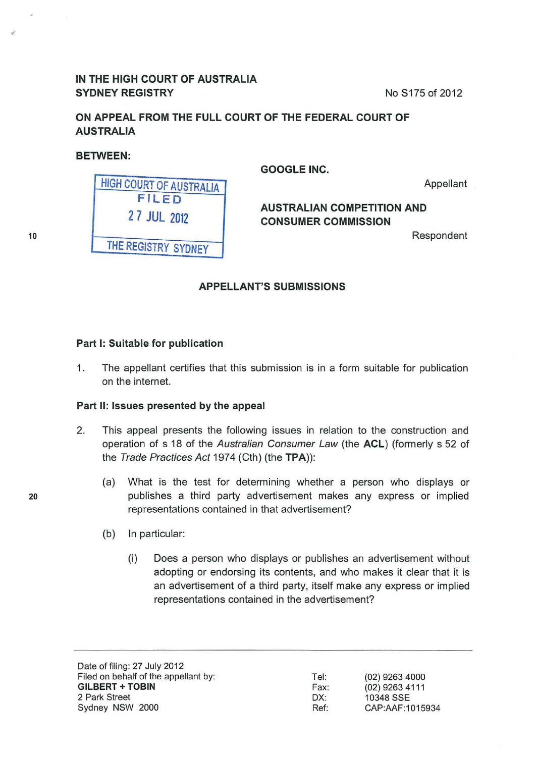**IN THE HIGH COURT OF AUSTRALIA**
**SYDNEY REGISTRY**

No S175 of 2012

**ON APPEAL FROM THE FULL COURT OF THE FEDERAL COURT OF AUSTRALIA**

**BETWEEN:**

**GOOGLE INC.**

Appellant

**AUSTRALIAN COMPETITION AND CONSUMER COMMISSION**

Respondent

HIGH COURT OF AUSTRALIA
FILED
27 JUL 2012
THE REGISTRY SYDNEY

## APPELLANT'S SUBMISSIONS

### Part I: Suitable for publication

1. The appellant certifies that this submission is in a form suitable for publication on the internet.

### Part II: Issues presented by the appeal

2. This appeal presents the following issues in relation to the construction and operation of s 18 of the *Australian Consumer Law* (the **ACL**) (formerly s 52 of the *Trade Practices Act* 1974 (Cth) (the **TPA**)):

    (a) What is the test for determining whether a person who displays or publishes a third party advertisement makes any express or implied representations contained in that advertisement?

    (b) In particular:

        (i) Does a person who displays or publishes an advertisement without adopting or endorsing its contents, and who makes it clear that it is an advertisement of a third party, itself make any express or implied representations contained in the advertisement?

---

Date of filing: 27 July 2012
Filed on behalf of the appellant by:
**GILBERT + TOBIN**
2 Park Street
Sydney NSW 2000

Tel: (02) 9263 4000
Fax: (02) 9263 4111
DX: 10348 SSE
Ref: CAP:AAF:1015934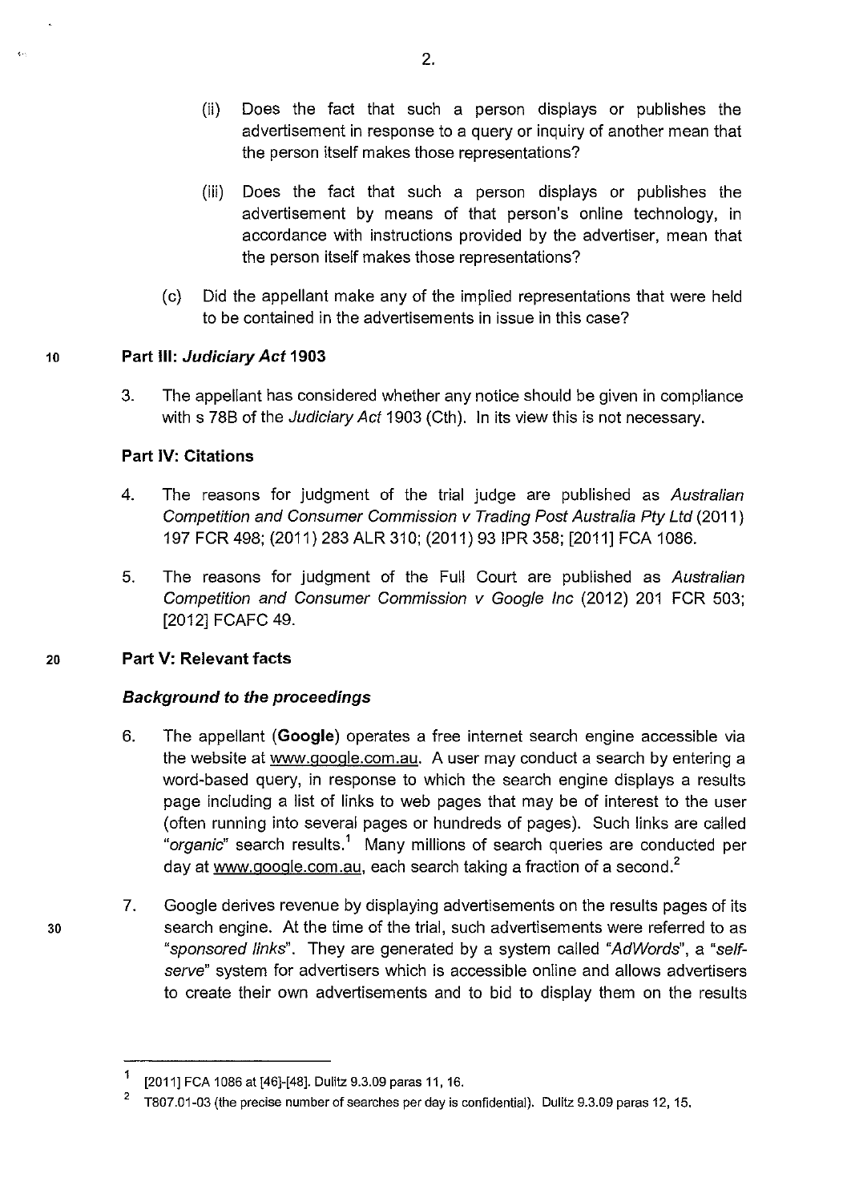(ii) Does the fact that such a person displays or publishes the advertisement in response to a query or inquiry of another mean that the person itself makes those representations?

(iii) Does the fact that such a person displays or publishes the advertisement by means of that person's online technology, in accordance with instructions provided by the advertiser, mean that the person itself makes those representations?

(c) Did the appellant make any of the implied representations that were held to be contained in the advertisements in issue in this case?

## Part III: *Judiciary Act* 1903

3. The appellant has considered whether any notice should be given in compliance with s 78B of the *Judiciary Act* 1903 (Cth). In its view this is not necessary.

## Part IV: Citations

4. The reasons for judgment of the trial judge are published as *Australian Competition and Consumer Commission v Trading Post Australia Pty Ltd* (2011) 197 FCR 498; (2011) 283 ALR 310; (2011) 93 IPR 358; [2011] FCA 1086.

5. The reasons for judgment of the Full Court are published as *Australian Competition and Consumer Commission v Google Inc* (2012) 201 FCR 503; [2012] FCAFC 49.

## Part V: Relevant facts

### *Background to the proceedings*

6. The appellant (**Google**) operates a free internet search engine accessible via the website at www.google.com.au. A user may conduct a search by entering a word-based query, in response to which the search engine displays a results page including a list of links to web pages that may be of interest to the user (often running into several pages or hundreds of pages). Such links are called "*organic*" search results.[1] Many millions of search queries are conducted per day at www.google.com.au, each search taking a fraction of a second.[2]

7. Google derives revenue by displaying advertisements on the results pages of its search engine. At the time of the trial, such advertisements were referred to as "*sponsored links*". They are generated by a system called "*AdWords*", a "*self-serve*" system for advertisers which is accessible online and allows advertisers to create their own advertisements and to bid to display them on the results

---

[1] [2011] FCA 1086 at [46]-[48]. Dulitz 9.3.09 paras 11, 16.

[2] T807.01-03 (the precise number of searches per day is confidential). Dulitz 9.3.09 paras 12, 15.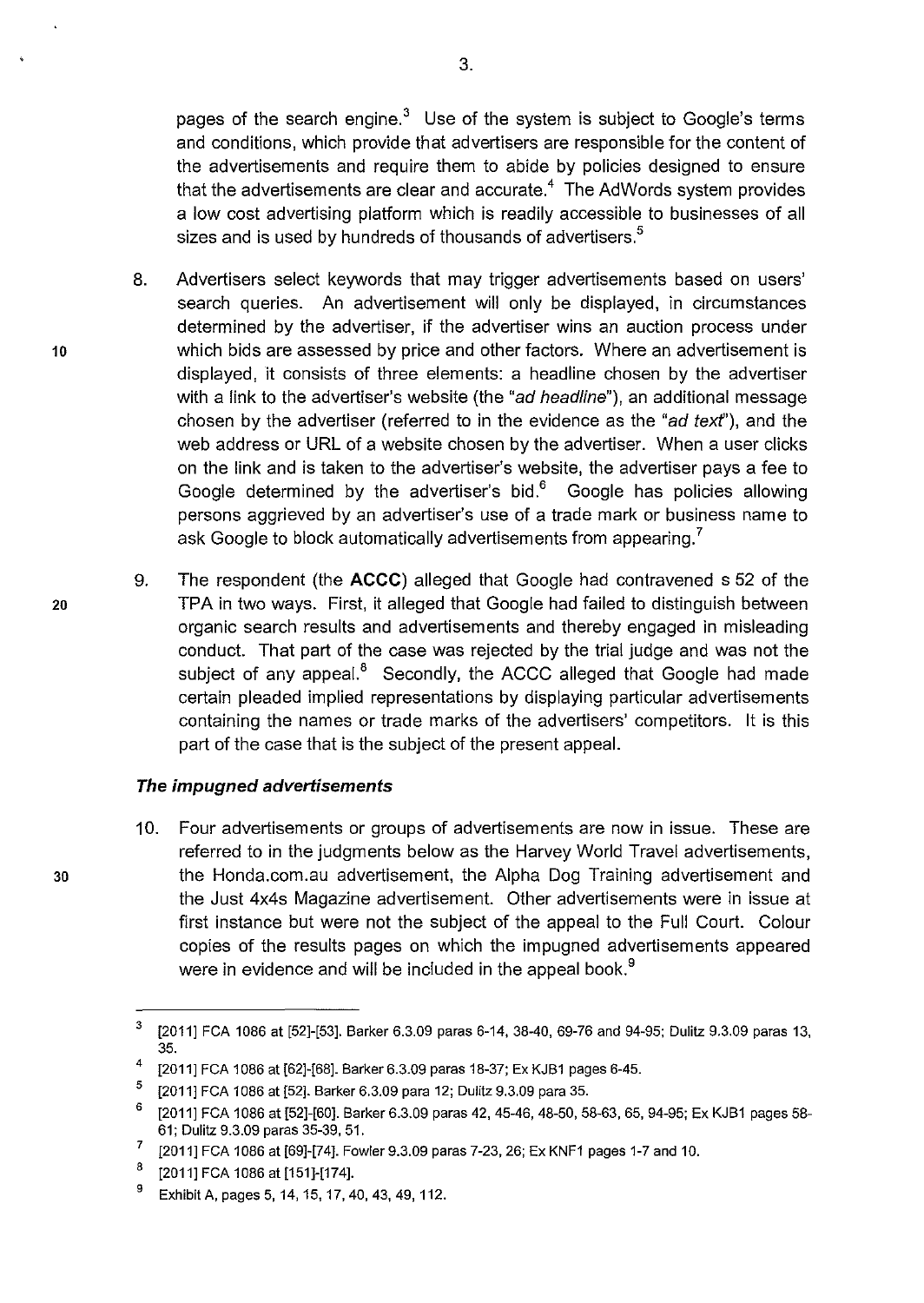pages of the search engine.[3] Use of the system is subject to Google's terms and conditions, which provide that advertisers are responsible for the content of the advertisements and require them to abide by policies designed to ensure that the advertisements are clear and accurate.[4] The AdWords system provides a low cost advertising platform which is readily accessible to businesses of all sizes and is used by hundreds of thousands of advertisers.[5]

8. Advertisers select keywords that may trigger advertisements based on users' search queries. An advertisement will only be displayed, in circumstances determined by the advertiser, if the advertiser wins an auction process under which bids are assessed by price and other factors. Where an advertisement is displayed, it consists of three elements: a headline chosen by the advertiser with a link to the advertiser's website (the "*ad headline*"), an additional message chosen by the advertiser (referred to in the evidence as the "*ad text*"), and the web address or URL of a website chosen by the advertiser. When a user clicks on the link and is taken to the advertiser's website, the advertiser pays a fee to Google determined by the advertiser's bid.[6] Google has policies allowing persons aggrieved by an advertiser's use of a trade mark or business name to ask Google to block automatically advertisements from appearing.[7]

9. The respondent (the **ACCC**) alleged that Google had contravened s 52 of the TPA in two ways. First, it alleged that Google had failed to distinguish between organic search results and advertisements and thereby engaged in misleading conduct. That part of the case was rejected by the trial judge and was not the subject of any appeal.[8] Secondly, the ACCC alleged that Google had made certain pleaded implied representations by displaying particular advertisements containing the names or trade marks of the advertisers' competitors. It is this part of the case that is the subject of the present appeal.

### *The impugned advertisements*

10. Four advertisements or groups of advertisements are now in issue. These are referred to in the judgments below as the Harvey World Travel advertisements, the Honda.com.au advertisement, the Alpha Dog Training advertisement and the Just 4x4s Magazine advertisement. Other advertisements were in issue at first instance but were not the subject of the appeal to the Full Court. Colour copies of the results pages on which the impugned advertisements appeared were in evidence and will be included in the appeal book.[9]

---

[3] [2011] FCA 1086 at [52]-[53]. Barker 6.3.09 paras 6-14, 38-40, 69-76 and 94-95; Dulitz 9.3.09 paras 13, 35.

[4] [2011] FCA 1086 at [62]-[68]. Barker 6.3.09 paras 18-37; Ex KJB1 pages 6-45.

[5] [2011] FCA 1086 at [52]. Barker 6.3.09 para 12; Dulitz 9.3.09 para 35.

[6] [2011] FCA 1086 at [52]-[60]. Barker 6.3.09 paras 42, 45-46, 48-50, 58-63, 65, 94-95; Ex KJB1 pages 58-61; Dulitz 9.3.09 paras 35-39, 51.

[7] [2011] FCA 1086 at [69]-[74]. Fowler 9.3.09 paras 7-23, 26; Ex KNF1 pages 1-7 and 10.

[8] [2011] FCA 1086 at [151]-[174].

[9] Exhibit A, pages 5, 14, 15, 17, 40, 43, 49, 112.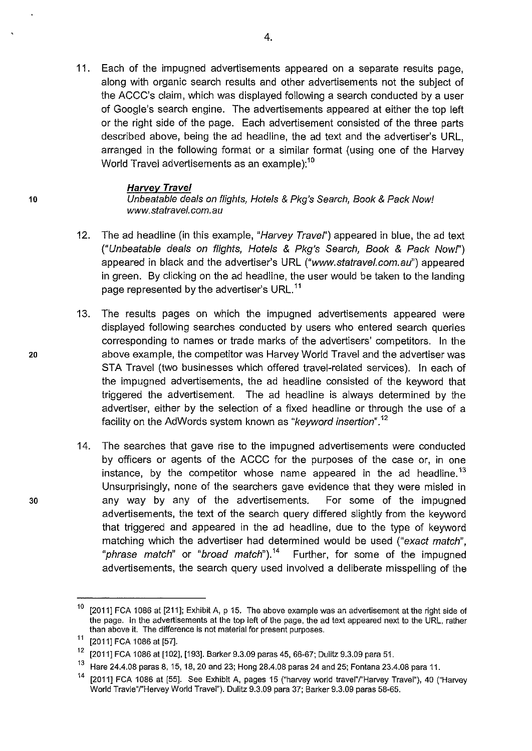11. Each of the impugned advertisements appeared on a separate results page, along with organic search results and other advertisements not the subject of the ACCC's claim, which was displayed following a search conducted by a user of Google's search engine. The advertisements appeared at either the top left or the right side of the page. Each advertisement consisted of the three parts described above, being the ad headline, the ad text and the advertiser's URL, arranged in the following format or a similar format (using one of the Harvey World Travel advertisements as an example):[10]

> ***Harvey Travel***
> *Unbeatable deals on flights, Hotels & Pkg's Search, Book & Pack Now!*
> *www.statravel.com.au*

12. The ad headline (in this example, "*Harvey Travel*") appeared in blue, the ad text ("*Unbeatable deals on flights, Hotels & Pkg's Search, Book & Pack Now!*") appeared in black and the advertiser's URL ("*www.statravel.com.au*") appeared in green. By clicking on the ad headline, the user would be taken to the landing page represented by the advertiser's URL.[11]

13. The results pages on which the impugned advertisements appeared were displayed following searches conducted by users who entered search queries corresponding to names or trade marks of the advertisers' competitors. In the above example, the competitor was Harvey World Travel and the advertiser was STA Travel (two businesses which offered travel-related services). In each of the impugned advertisements, the ad headline consisted of the keyword that triggered the advertisement. The ad headline is always determined by the advertiser, either by the selection of a fixed headline or through the use of a facility on the AdWords system known as "*keyword insertion*".[12]

14. The searches that gave rise to the impugned advertisements were conducted by officers or agents of the ACCC for the purposes of the case or, in one instance, by the competitor whose name appeared in the ad headline.[13] Unsurprisingly, none of the searchers gave evidence that they were misled in any way by any of the advertisements. For some of the impugned advertisements, the text of the search query differed slightly from the keyword that triggered and appeared in the ad headline, due to the type of keyword matching which the advertiser had determined would be used ("*exact match*", "*phrase match*" or "*broad match*").[14] Further, for some of the impugned advertisements, the search query used involved a deliberate misspelling of the

---

[10] [2011] FCA 1086 at [211]; Exhibit A, p 15. The above example was an advertisement at the right side of the page. In the advertisements at the top left of the page, the ad text appeared next to the URL, rather than above it. The difference is not material for present purposes.

[11] [2011] FCA 1086 at [57].

[12] [2011] FCA 1086 at [102], [193]. Barker 9.3.09 paras 45, 66-67; Dulitz 9.3.09 para 51.

[13] Hare 24.4.08 paras 8, 15, 18, 20 and 23; Hong 28.4.08 paras 24 and 25; Fontana 23.4.08 para 11.

[14] [2011] FCA 1086 at [55]. See Exhibit A, pages 15 ("harvey world travel"/"Harvey Travel"), 40 ("Harvey World Travle"/"Hervey World Travel"). Dulitz 9.3.09 para 37; Barker 9.3.09 paras 58-65.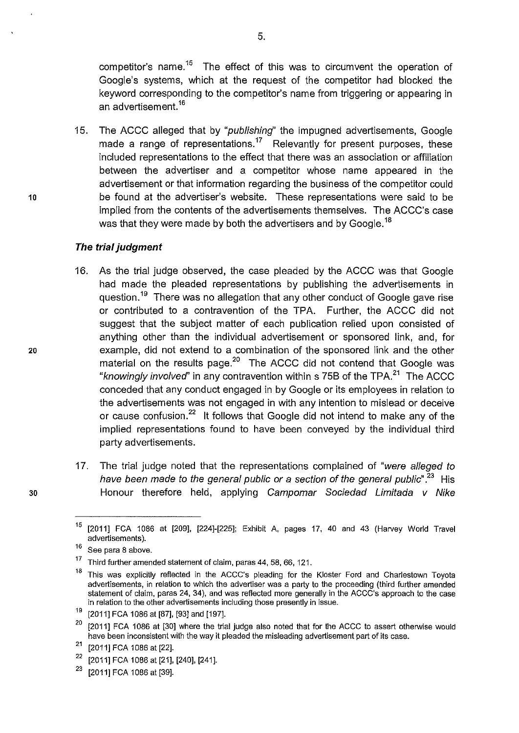competitor's name.[15] The effect of this was to circumvent the operation of Google's systems, which at the request of the competitor had blocked the keyword corresponding to the competitor's name from triggering or appearing in an advertisement.[16]

15. The ACCC alleged that by "*publishing*" the impugned advertisements, Google made a range of representations.[17] Relevantly for present purposes, these included representations to the effect that there was an association or affiliation between the advertiser and a competitor whose name appeared in the advertisement or that information regarding the business of the competitor could be found at the advertiser's website. These representations were said to be implied from the contents of the advertisements themselves. The ACCC's case was that they were made by both the advertisers and by Google.[18]

### *The trial judgment*

16. As the trial judge observed, the case pleaded by the ACCC was that Google had made the pleaded representations by publishing the advertisements in question.[19] There was no allegation that any other conduct of Google gave rise or contributed to a contravention of the TPA. Further, the ACCC did not suggest that the subject matter of each publication relied upon consisted of anything other than the individual advertisement or sponsored link, and, for example, did not extend to a combination of the sponsored link and the other material on the results page.[20] The ACCC did not contend that Google was "*knowingly involved*" in any contravention within s 75B of the TPA.[21] The ACCC conceded that any conduct engaged in by Google or its employees in relation to the advertisements was not engaged in with any intention to mislead or deceive or cause confusion.[22] It follows that Google did not intend to make any of the implied representations found to have been conveyed by the individual third party advertisements.

17. The trial judge noted that the representations complained of "*were alleged to have been made to the general public or a section of the general public*".[23] His Honour therefore held, applying *Campomar Sociedad Limitada v Nike*

---

[15] [2011] FCA 1086 at [209], [224]-[225]; Exhibit A, pages 17, 40 and 43 (Harvey World Travel advertisements).

[16] See para 8 above.

[17] Third further amended statement of claim, paras 44, 58, 66, 121.

[18] This was explicitly reflected in the ACCC's pleading for the Kloster Ford and Charlestown Toyota advertisements, in relation to which the advertiser was a party to the proceeding (third further amended statement of claim, paras 24, 34), and was reflected more generally in the ACCC's approach to the case in relation to the other advertisements including those presently in issue.

[19] [2011] FCA 1086 at [87], [93] and [197].

[20] [2011] FCA 1086 at [30] where the trial judge also noted that for the ACCC to assert otherwise would have been inconsistent with the way it pleaded the misleading advertisement part of its case.

[21] [2011] FCA 1086 at [22].

[22] [2011] FCA 1086 at [21], [240], [241].

[23] [2011] FCA 1086 at [39].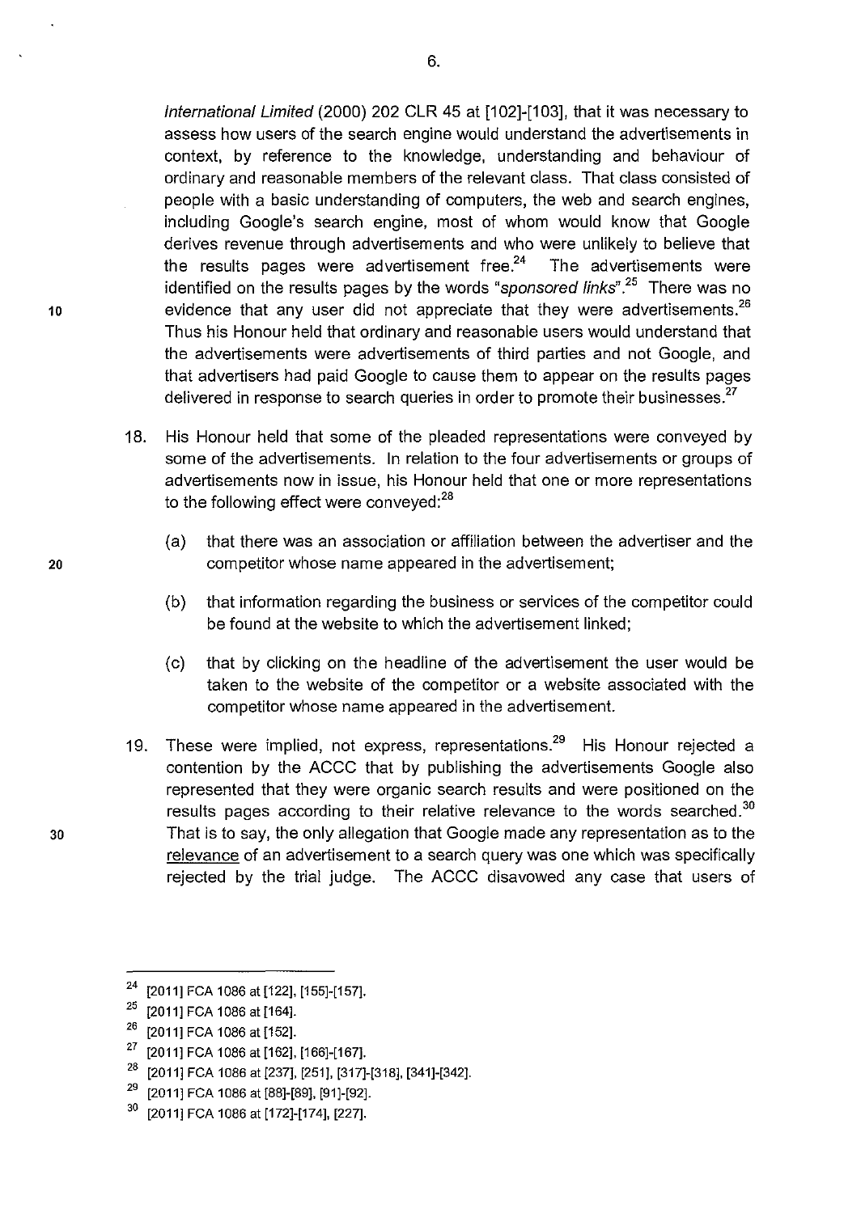*International Limited* (2000) 202 CLR 45 at [102]-[103], that it was necessary to assess how users of the search engine would understand the advertisements in context, by reference to the knowledge, understanding and behaviour of ordinary and reasonable members of the relevant class. That class consisted of people with a basic understanding of computers, the web and search engines, including Google's search engine, most of whom would know that Google derives revenue through advertisements and who were unlikely to believe that the results pages were advertisement free.[24] The advertisements were identified on the results pages by the words "*sponsored links*".[25] There was no evidence that any user did not appreciate that they were advertisements.[26] Thus his Honour held that ordinary and reasonable users would understand that the advertisements were advertisements of third parties and not Google, and that advertisers had paid Google to cause them to appear on the results pages delivered in response to search queries in order to promote their businesses.[27]

18. His Honour held that some of the pleaded representations were conveyed by some of the advertisements. In relation to the four advertisements or groups of advertisements now in issue, his Honour held that one or more representations to the following effect were conveyed:[28]

    (a) that there was an association or affiliation between the advertiser and the competitor whose name appeared in the advertisement;

    (b) that information regarding the business or services of the competitor could be found at the website to which the advertisement linked;

    (c) that by clicking on the headline of the advertisement the user would be taken to the website of the competitor or a website associated with the competitor whose name appeared in the advertisement.

19. These were implied, not express, representations.[29] His Honour rejected a contention by the ACCC that by publishing the advertisements Google also represented that they were organic search results and were positioned on the results pages according to their relative relevance to the words searched.[30] That is to say, the only allegation that Google made any representation as to the <u>relevance</u> of an advertisement to a search query was one which was specifically rejected by the trial judge. The ACCC disavowed any case that users of

---

[24] [2011] FCA 1086 at [122], [155]-[157].

[25] [2011] FCA 1086 at [164].

[26] [2011] FCA 1086 at [152].

[27] [2011] FCA 1086 at [162], [166]-[167].

[28] [2011] FCA 1086 at [237], [251], [317]-[318], [341]-[342].

[29] [2011] FCA 1086 at [88]-[89], [91]-[92].

[30] [2011] FCA 1086 at [172]-[174], [227].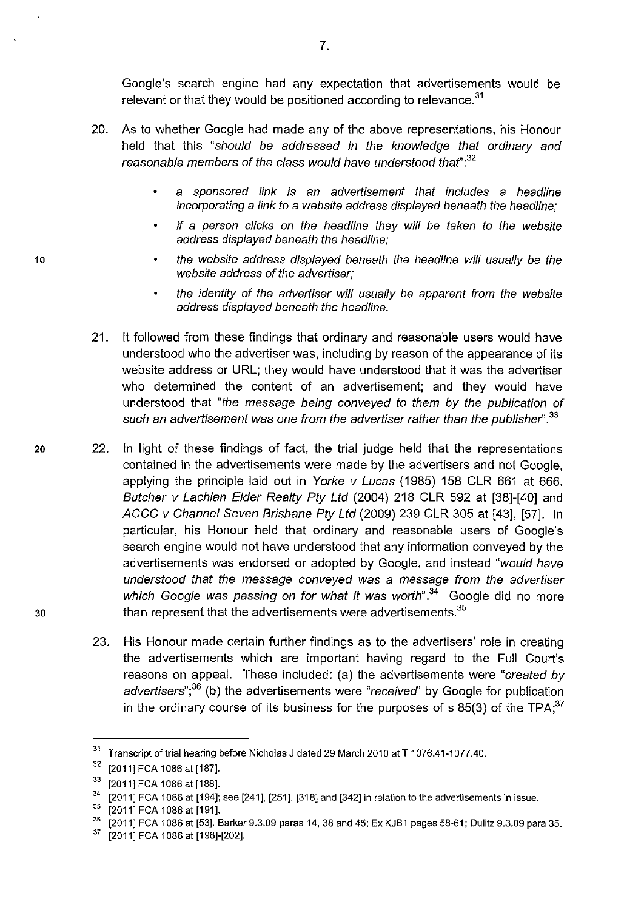Google's search engine had any expectation that advertisements would be relevant or that they would be positioned according to relevance.[31]

20. As to whether Google had made any of the above representations, his Honour held that this *"should be addressed in the knowledge that ordinary and reasonable members of the class would have understood that"*:[32]

    - *a sponsored link is an advertisement that includes a headline incorporating a link to a website address displayed beneath the headline;*
    - *if a person clicks on the headline they will be taken to the website address displayed beneath the headline;*
    - *the website address displayed beneath the headline will usually be the website address of the advertiser;*
    - *the identity of the advertiser will usually be apparent from the website address displayed beneath the headline.*

21. It followed from these findings that ordinary and reasonable users would have understood who the advertiser was, including by reason of the appearance of its website address or URL; they would have understood that it was the advertiser who determined the content of an advertisement; and they would have understood that *"the message being conveyed to them by the publication of such an advertisement was one from the advertiser rather than the publisher"*.[33]

22. In light of these findings of fact, the trial judge held that the representations contained in the advertisements were made by the advertisers and not Google, applying the principle laid out in *Yorke v Lucas* (1985) 158 CLR 661 at 666, *Butcher v Lachlan Elder Realty Pty Ltd* (2004) 218 CLR 592 at [38]-[40] and *ACCC v Channel Seven Brisbane Pty Ltd* (2009) 239 CLR 305 at [43], [57]. In particular, his Honour held that ordinary and reasonable users of Google's search engine would not have understood that any information conveyed by the advertisements was endorsed or adopted by Google, and instead *"would have understood that the message conveyed was a message from the advertiser which Google was passing on for what it was worth"*.[34] Google did no more than represent that the advertisements were advertisements.[35]

23. His Honour made certain further findings as to the advertisers' role in creating the advertisements which are important having regard to the Full Court's reasons on appeal. These included: (a) the advertisements were *"created by advertisers"*;[36] (b) the advertisements were *"received"* by Google for publication in the ordinary course of its business for the purposes of s 85(3) of the TPA;[37]

---

[31] Transcript of trial hearing before Nicholas J dated 29 March 2010 at T 1076.41-1077.40.

[32] [2011] FCA 1086 at [187].

[33] [2011] FCA 1086 at [188].

[34] [2011] FCA 1086 at [194]; see [241], [251], [318] and [342] in relation to the advertisements in issue.

[35] [2011] FCA 1086 at [191].

[36] [2011] FCA 1086 at [53]. Barker 9.3.09 paras 14, 38 and 45; Ex KJB1 pages 58-61; Dulitz 9.3.09 para 35.

[37] [2011] FCA 1086 at [198]-[202].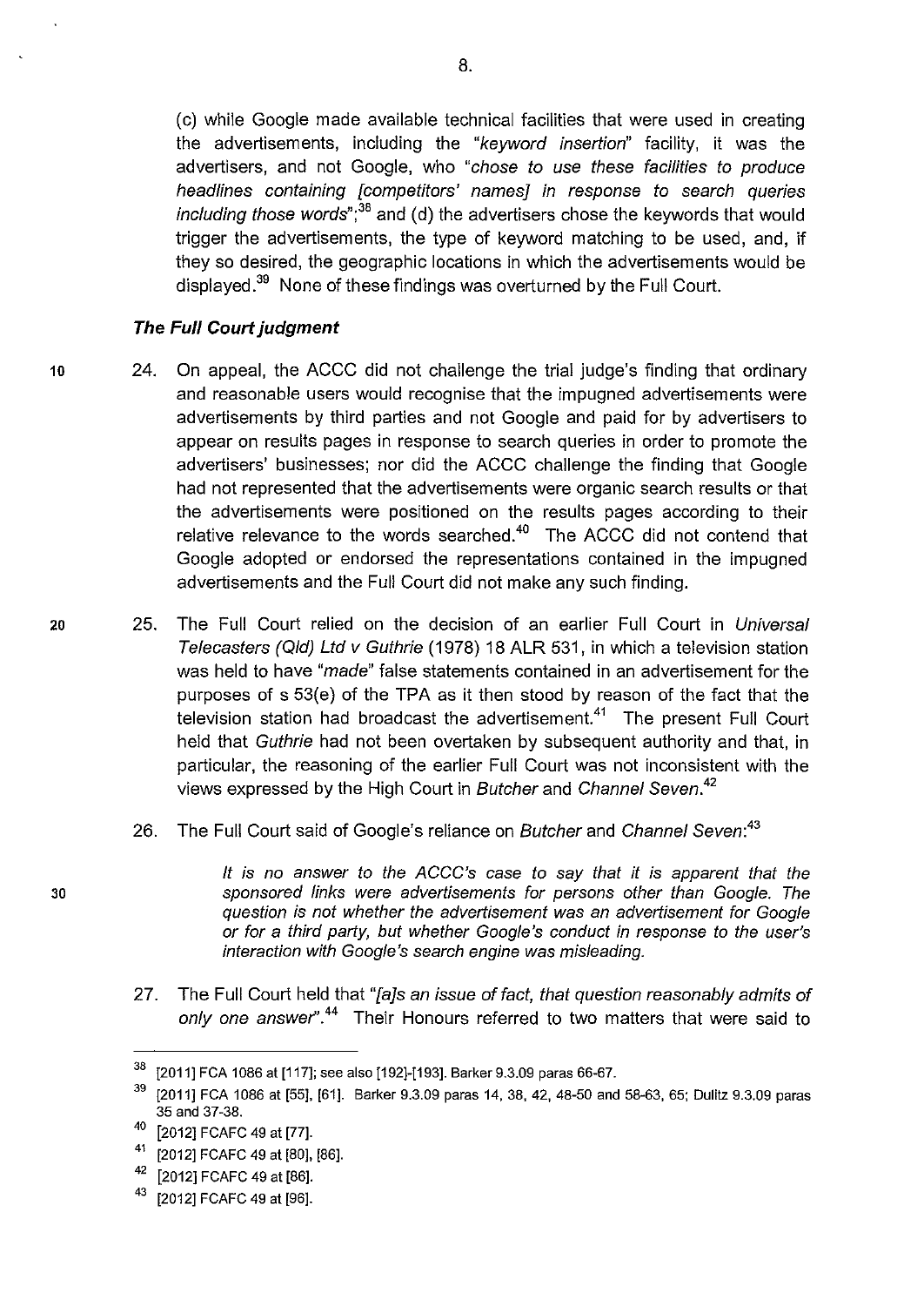(c) while Google made available technical facilities that were used in creating the advertisements, including the "*keyword insertion*" facility, it was the advertisers, and not Google, who "*chose to use these facilities to produce headlines containing [competitors' names] in response to search queries including those words*";[38] and (d) the advertisers chose the keywords that would trigger the advertisements, the type of keyword matching to be used, and, if they so desired, the geographic locations in which the advertisements would be displayed.[39] None of these findings was overturned by the Full Court.

### *The Full Court judgment*

24. On appeal, the ACCC did not challenge the trial judge's finding that ordinary and reasonable users would recognise that the impugned advertisements were advertisements by third parties and not Google and paid for by advertisers to appear on results pages in response to search queries in order to promote the advertisers' businesses; nor did the ACCC challenge the finding that Google had not represented that the advertisements were organic search results or that the advertisements were positioned on the results pages according to their relative relevance to the words searched.[40] The ACCC did not contend that Google adopted or endorsed the representations contained in the impugned advertisements and the Full Court did not make any such finding.

25. The Full Court relied on the decision of an earlier Full Court in *Universal Telecasters (Qld) Ltd v Guthrie* (1978) 18 ALR 531, in which a television station was held to have "*made*" false statements contained in an advertisement for the purposes of s 53(e) of the TPA as it then stood by reason of the fact that the television station had broadcast the advertisement.[41] The present Full Court held that *Guthrie* had not been overtaken by subsequent authority and that, in particular, the reasoning of the earlier Full Court was not inconsistent with the views expressed by the High Court in *Butcher* and *Channel Seven*.[42]

26. The Full Court said of Google's reliance on *Butcher* and *Channel Seven*:[43]

> *It is no answer to the ACCC's case to say that it is apparent that the sponsored links were advertisements for persons other than Google. The question is not whether the advertisement was an advertisement for Google or for a third party, but whether Google's conduct in response to the user's interaction with Google's search engine was misleading.*

27. The Full Court held that "*[a]s an issue of fact, that question reasonably admits of only one answer*".[44] Their Honours referred to two matters that were said to

---

[38] [2011] FCA 1086 at [117]; see also [192]-[193]. Barker 9.3.09 paras 66-67.

[39] [2011] FCA 1086 at [55], [61]. Barker 9.3.09 paras 14, 38, 42, 48-50 and 58-63, 65; Dulitz 9.3.09 paras 35 and 37-38.

[40] [2012] FCAFC 49 at [77].

[41] [2012] FCAFC 49 at [80], [86].

[42] [2012] FCAFC 49 at [86].

[43] [2012] FCAFC 49 at [96].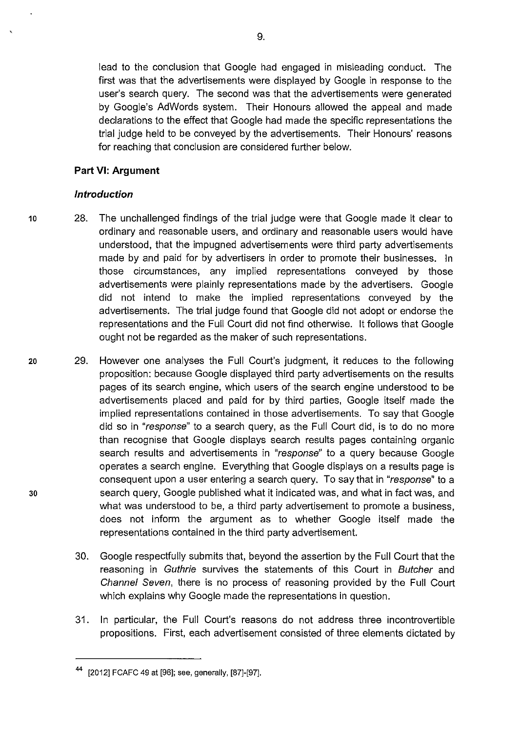lead to the conclusion that Google had engaged in misleading conduct. The first was that the advertisements were displayed by Google in response to the user's search query. The second was that the advertisements were generated by Google's AdWords system. Their Honours allowed the appeal and made declarations to the effect that Google had made the specific representations the trial judge held to be conveyed by the advertisements. Their Honours' reasons for reaching that conclusion are considered further below.

## Part VI: Argument

### *Introduction*

28. The unchallenged findings of the trial judge were that Google made it clear to ordinary and reasonable users, and ordinary and reasonable users would have understood, that the impugned advertisements were third party advertisements made by and paid for by advertisers in order to promote their businesses. In those circumstances, any implied representations conveyed by those advertisements were plainly representations made by the advertisers. Google did not intend to make the implied representations conveyed by the advertisements. The trial judge found that Google did not adopt or endorse the representations and the Full Court did not find otherwise. It follows that Google ought not be regarded as the maker of such representations.

29. However one analyses the Full Court's judgment, it reduces to the following proposition: because Google displayed third party advertisements on the results pages of its search engine, which users of the search engine understood to be advertisements placed and paid for by third parties, Google itself made the implied representations contained in those advertisements. To say that Google did so in *"response"* to a search query, as the Full Court did, is to do no more than recognise that Google displays search results pages containing organic search results and advertisements in *"response"* to a query because Google operates a search engine. Everything that Google displays on a results page is consequent upon a user entering a search query. To say that in *"response"* to a search query, Google published what it indicated was, and what in fact was, and what was understood to be, a third party advertisement to promote a business, does not inform the argument as to whether Google itself made the representations contained in the third party advertisement.

30. Google respectfully submits that, beyond the assertion by the Full Court that the reasoning in *Guthrie* survives the statements of this Court in *Butcher* and *Channel Seven*, there is no process of reasoning provided by the Full Court which explains why Google made the representations in question.

31. In particular, the Full Court's reasons do not address three incontrovertible propositions. First, each advertisement consisted of three elements dictated by

---

[44] [2012] FCAFC 49 at [96]; see, generally, [87]-[97].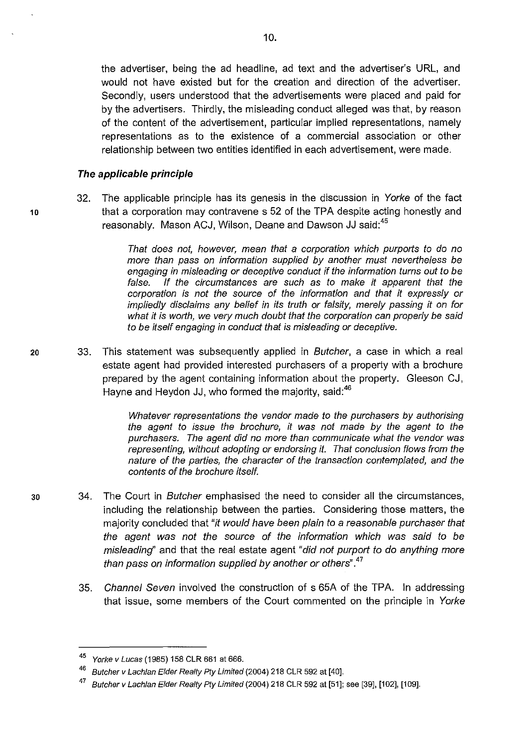the advertiser, being the ad headline, ad text and the advertiser's URL, and would not have existed but for the creation and direction of the advertiser. Secondly, users understood that the advertisements were placed and paid for by the advertisers. Thirdly, the misleading conduct alleged was that, by reason of the content of the advertisement, particular implied representations, namely representations as to the existence of a commercial association or other relationship between two entities identified in each advertisement, were made.

### *The applicable principle*

32. The applicable principle has its genesis in the discussion in *Yorke* of the fact that a corporation may contravene s 52 of the TPA despite acting honestly and reasonably. Mason ACJ, Wilson, Deane and Dawson JJ said:[45]

> *That does not, however, mean that a corporation which purports to do no more than pass on information supplied by another must nevertheless be engaging in misleading or deceptive conduct if the information turns out to be false. If the circumstances are such as to make it apparent that the corporation is not the source of the information and that it expressly or impliedly disclaims any belief in its truth or falsity, merely passing it on for what it is worth, we very much doubt that the corporation can properly be said to be itself engaging in conduct that is misleading or deceptive.*

33. This statement was subsequently applied in *Butcher*, a case in which a real estate agent had provided interested purchasers of a property with a brochure prepared by the agent containing information about the property. Gleeson CJ, Hayne and Heydon JJ, who formed the majority, said:[46]

> *Whatever representations the vendor made to the purchasers by authorising the agent to issue the brochure, it was not made by the agent to the purchasers. The agent did no more than communicate what the vendor was representing, without adopting or endorsing it. That conclusion flows from the nature of the parties, the character of the transaction contemplated, and the contents of the brochure itself.*

34. The Court in *Butcher* emphasised the need to consider all the circumstances, including the relationship between the parties. Considering those matters, the majority concluded that "*it would have been plain to a reasonable purchaser that the agent was not the source of the information which was said to be misleading*" and that the real estate agent "*did not purport to do anything more than pass on information supplied by another or others*".[47]

35. *Channel Seven* involved the construction of s 65A of the TPA. In addressing that issue, some members of the Court commented on the principle in *Yorke*

---

[45] *Yorke v Lucas* (1985) 158 CLR 661 at 666.

[46] *Butcher v Lachlan Elder Realty Pty Limited* (2004) 218 CLR 592 at [40].

[47] *Butcher v Lachlan Elder Realty Pty Limited* (2004) 218 CLR 592 at [51]; see [39], [102], [109].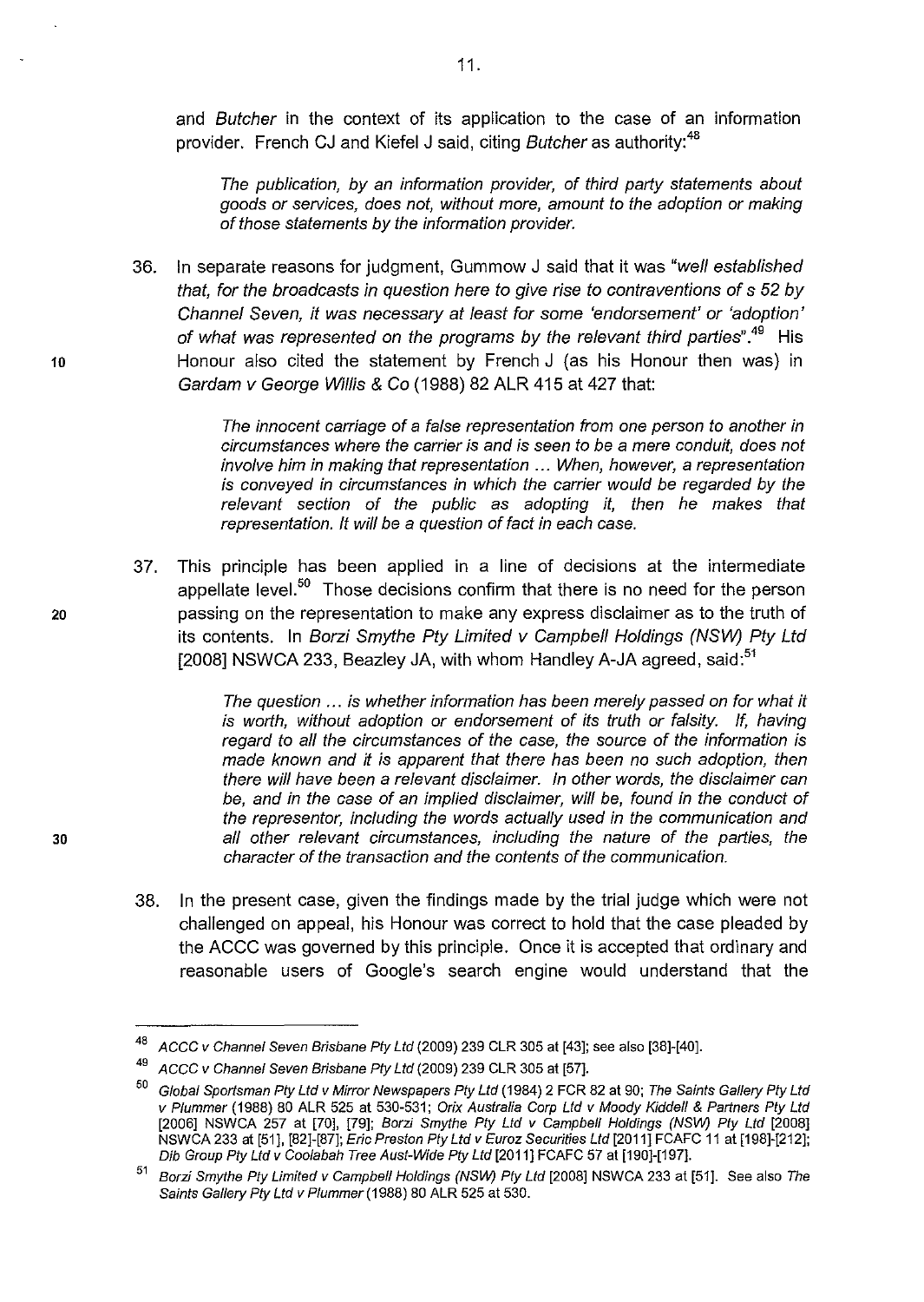and *Butcher* in the context of its application to the case of an information provider. French CJ and Kiefel J said, citing *Butcher* as authority:[48]

> *The publication, by an information provider, of third party statements about goods or services, does not, without more, amount to the adoption or making of those statements by the information provider.*

36. In separate reasons for judgment, Gummow J said that it was *"well established that, for the broadcasts in question here to give rise to contraventions of s 52 by Channel Seven, it was necessary at least for some 'endorsement' or 'adoption' of what was represented on the programs by the relevant third parties"*.[49] His Honour also cited the statement by French J (as his Honour then was) in *Gardam v George Willis & Co* (1988) 82 ALR 415 at 427 that:

> *The innocent carriage of a false representation from one person to another in circumstances where the carrier is and is seen to be a mere conduit, does not involve him in making that representation ... When, however, a representation is conveyed in circumstances in which the carrier would be regarded by the relevant section of the public as adopting it, then he makes that representation. It will be a question of fact in each case.*

37. This principle has been applied in a line of decisions at the intermediate appellate level.[50] Those decisions confirm that there is no need for the person passing on the representation to make any express disclaimer as to the truth of its contents. In *Borzi Smythe Pty Limited v Campbell Holdings (NSW) Pty Ltd* [2008] NSWCA 233, Beazley JA, with whom Handley A-JA agreed, said:[51]

> *The question ... is whether information has been merely passed on for what it is worth, without adoption or endorsement of its truth or falsity. If, having regard to all the circumstances of the case, the source of the information is made known and it is apparent that there has been no such adoption, then there will have been a relevant disclaimer. In other words, the disclaimer can be, and in the case of an implied disclaimer, will be, found in the conduct of the representor, including the words actually used in the communication and all other relevant circumstances, including the nature of the parties, the character of the transaction and the contents of the communication.*

38. In the present case, given the findings made by the trial judge which were not challenged on appeal, his Honour was correct to hold that the case pleaded by the ACCC was governed by this principle. Once it is accepted that ordinary and reasonable users of Google's search engine would understand that the

---

[48] *ACCC v Channel Seven Brisbane Pty Ltd* (2009) 239 CLR 305 at [43]; see also [38]-[40].

[49] *ACCC v Channel Seven Brisbane Pty Ltd* (2009) 239 CLR 305 at [57].

[50] *Global Sportsman Pty Ltd v Mirror Newspapers Pty Ltd* (1984) 2 FCR 82 at 90; *The Saints Gallery Pty Ltd v Plummer* (1988) 80 ALR 525 at 530-531; *Orix Australia Corp Ltd v Moody Kiddell & Partners Pty Ltd* [2006] NSWCA 257 at [70], [79]; *Borzi Smythe Pty Ltd v Campbell Holdings (NSW) Pty Ltd* [2008] NSWCA 233 at [51], [82]-[87]; *Eric Preston Pty Ltd v Euroz Securities Ltd* [2011] FCAFC 11 at [198]-[212]; *Dib Group Pty Ltd v Coolabah Tree Aust-Wide Pty Ltd* [2011] FCAFC 57 at [190]-[197].

[51] *Borzi Smythe Pty Limited v Campbell Holdings (NSW) Pty Ltd* [2008] NSWCA 233 at [51]. See also *The Saints Gallery Pty Ltd v Plummer* (1988) 80 ALR 525 at 530.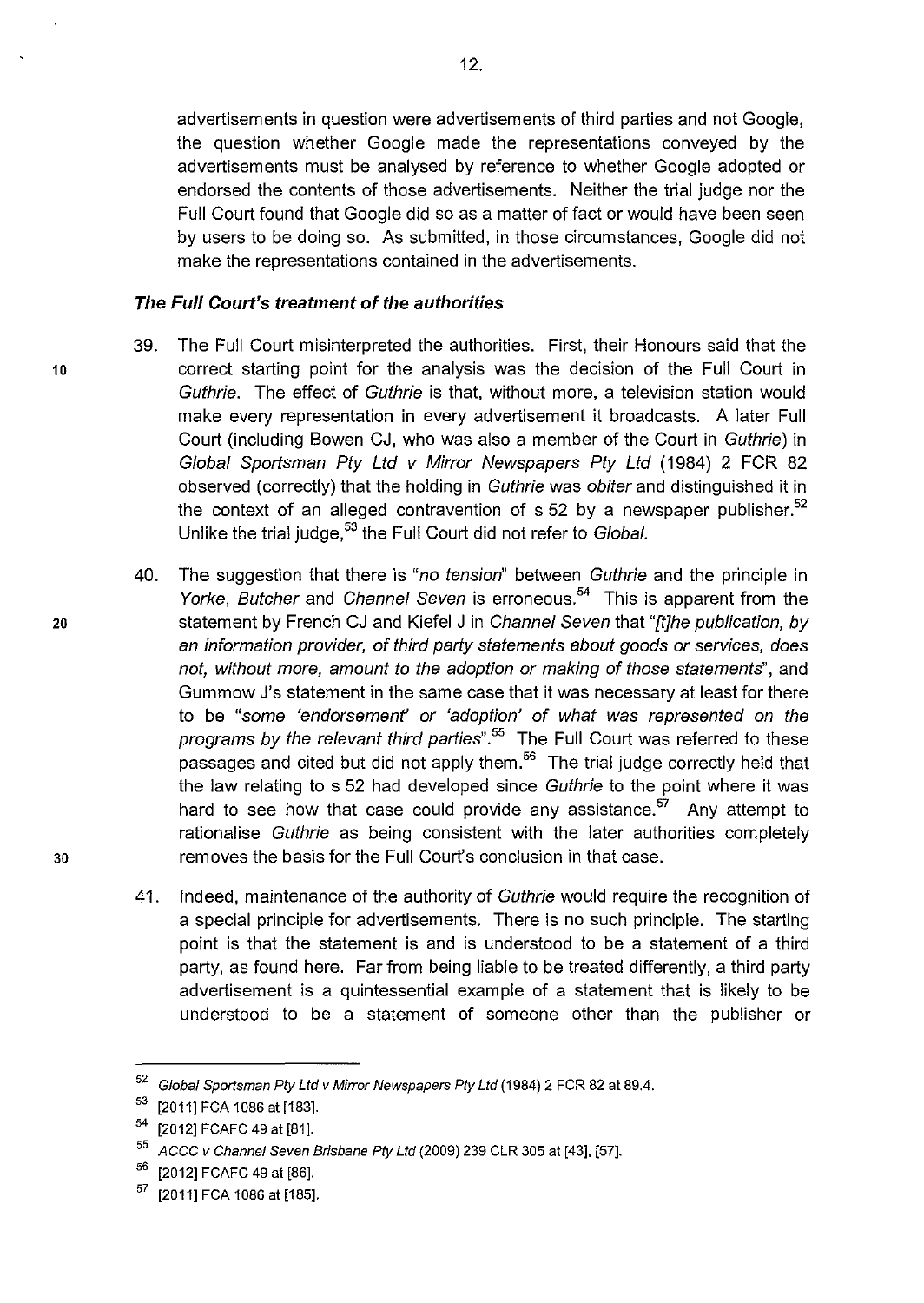advertisements in question were advertisements of third parties and not Google, the question whether Google made the representations conveyed by the advertisements must be analysed by reference to whether Google adopted or endorsed the contents of those advertisements. Neither the trial judge nor the Full Court found that Google did so as a matter of fact or would have been seen by users to be doing so. As submitted, in those circumstances, Google did not make the representations contained in the advertisements.

### *The Full Court's treatment of the authorities*

39. The Full Court misinterpreted the authorities. First, their Honours said that the correct starting point for the analysis was the decision of the Full Court in *Guthrie*. The effect of *Guthrie* is that, without more, a television station would make every representation in every advertisement it broadcasts. A later Full Court (including Bowen CJ, who was also a member of the Court in *Guthrie*) in *Global Sportsman Pty Ltd v Mirror Newspapers Pty Ltd* (1984) 2 FCR 82 observed (correctly) that the holding in *Guthrie* was *obiter* and distinguished it in the context of an alleged contravention of s 52 by a newspaper publisher.[52] Unlike the trial judge,[53] the Full Court did not refer to *Global*.

40. The suggestion that there is "*no tension*" between *Guthrie* and the principle in *Yorke*, *Butcher* and *Channel Seven* is erroneous.[54] This is apparent from the statement by French CJ and Kiefel J in *Channel Seven* that "*[t]he publication, by an information provider, of third party statements about goods or services, does not, without more, amount to the adoption or making of those statements*", and Gummow J's statement in the same case that it was necessary at least for there to be "*some 'endorsement' or 'adoption' of what was represented on the programs by the relevant third parties*".[55] The Full Court was referred to these passages and cited but did not apply them.[56] The trial judge correctly held that the law relating to s 52 had developed since *Guthrie* to the point where it was hard to see how that case could provide any assistance.[57] Any attempt to rationalise *Guthrie* as being consistent with the later authorities completely removes the basis for the Full Court's conclusion in that case.

41. Indeed, maintenance of the authority of *Guthrie* would require the recognition of a special principle for advertisements. There is no such principle. The starting point is that the statement is and is understood to be a statement of a third party, as found here. Far from being liable to be treated differently, a third party advertisement is a quintessential example of a statement that is likely to be understood to be a statement of someone other than the publisher or

---

[52] *Global Sportsman Pty Ltd v Mirror Newspapers Pty Ltd* (1984) 2 FCR 82 at 89.4.

[53] [2011] FCA 1086 at [183].

[54] [2012] FCAFC 49 at [81].

[55] *ACCC v Channel Seven Brisbane Pty Ltd* (2009) 239 CLR 305 at [43], [57].

[56] [2012] FCAFC 49 at [86].

[57] [2011] FCA 1086 at [185].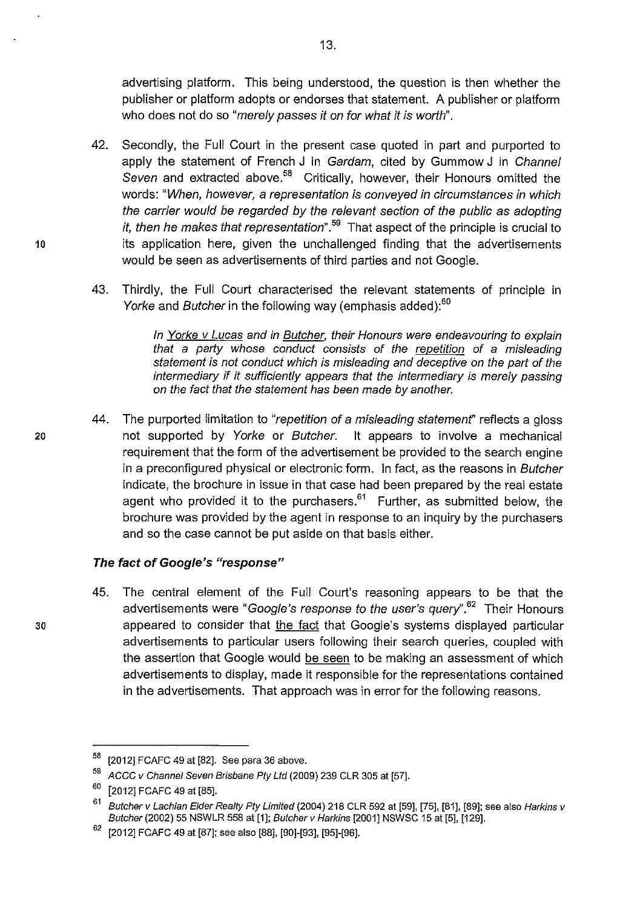advertising platform. This being understood, the question is then whether the publisher or platform adopts or endorses that statement. A publisher or platform who does not do so "*merely passes it on for what it is worth*".

42. Secondly, the Full Court in the present case quoted in part and purported to apply the statement of French J in *Gardam*, cited by Gummow J in *Channel Seven* and extracted above.[58] Critically, however, their Honours omitted the words: "*When, however, a representation is conveyed in circumstances in which the carrier would be regarded by the relevant section of the public as adopting it, then he makes that representation*".[59] That aspect of the principle is crucial to its application here, given the unchallenged finding that the advertisements would be seen as advertisements of third parties and not Google.

43. Thirdly, the Full Court characterised the relevant statements of principle in *Yorke* and *Butcher* in the following way (emphasis added):[60]

> *In Yorke v Lucas and in Butcher, their Honours were endeavouring to explain that a party whose conduct consists of the repetition of a misleading statement is not conduct which is misleading and deceptive on the part of the intermediary if it sufficiently appears that the intermediary is merely passing on the fact that the statement has been made by another.*

44. The purported limitation to "*repetition of a misleading statement*" reflects a gloss not supported by *Yorke* or *Butcher*. It appears to involve a mechanical requirement that the form of the advertisement be provided to the search engine in a preconfigured physical or electronic form. In fact, as the reasons in *Butcher* indicate, the brochure in issue in that case had been prepared by the real estate agent who provided it to the purchasers.[61] Further, as submitted below, the brochure was provided by the agent in response to an inquiry by the purchasers and so the case cannot be put aside on that basis either.

### *The fact of Google's "response"*

45. The central element of the Full Court's reasoning appears to be that the advertisements were "*Google's response to the user's query*".[62] Their Honours appeared to consider that the fact that Google's systems displayed particular advertisements to particular users following their search queries, coupled with the assertion that Google would be seen to be making an assessment of which advertisements to display, made it responsible for the representations contained in the advertisements. That approach was in error for the following reasons.

---

[58] [2012] FCAFC 49 at [82]. See para 36 above.

[59] *ACCC v Channel Seven Brisbane Pty Ltd* (2009) 239 CLR 305 at [57].

[60] [2012] FCAFC 49 at [85].

[61] *Butcher v Lachlan Elder Realty Pty Limited* (2004) 218 CLR 592 at [59], [75], [81], [89]; see also *Harkins v Butcher* (2002) 55 NSWLR 558 at [1]; *Butcher v Harkins* [2001] NSWSC 15 at [5], [129].

[62] [2012] FCAFC 49 at [87]; see also [88], [90]-[93], [95]-[96].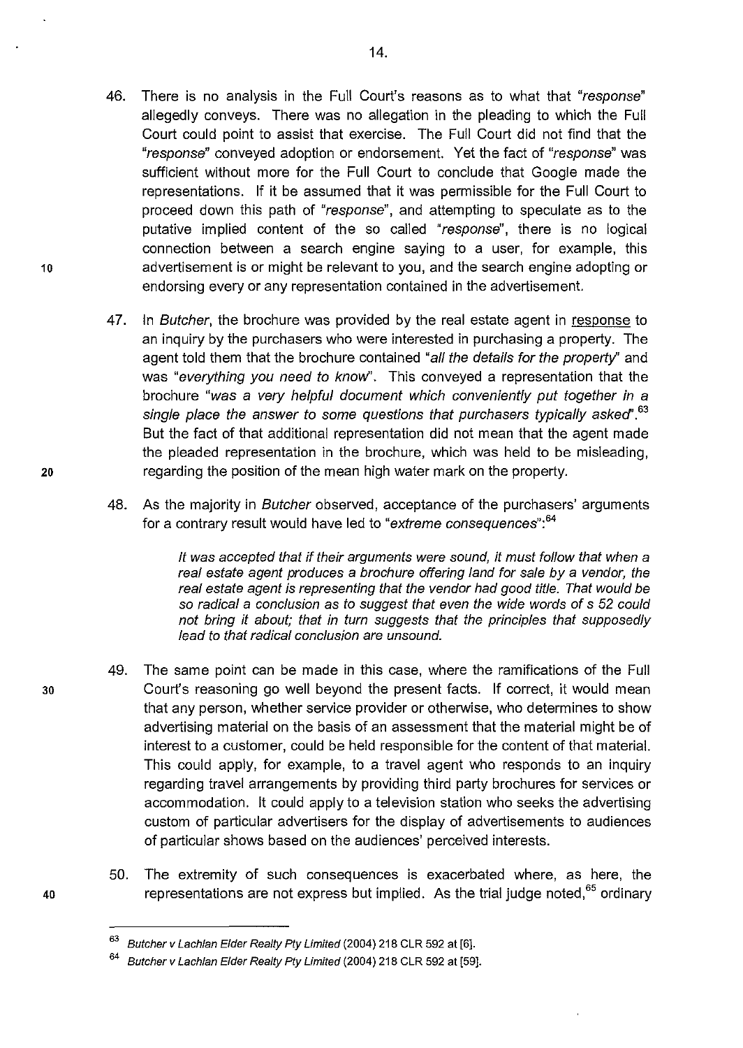46. There is no analysis in the Full Court's reasons as to what that *"response"* allegedly conveys. There was no allegation in the pleading to which the Full Court could point to assist that exercise. The Full Court did not find that the *"response"* conveyed adoption or endorsement. Yet the fact of *"response"* was sufficient without more for the Full Court to conclude that Google made the representations. If it be assumed that it was permissible for the Full Court to proceed down this path of *"response"*, and attempting to speculate as to the putative implied content of the so called *"response"*, there is no logical connection between a search engine saying to a user, for example, this advertisement is or might be relevant to you, and the search engine adopting or endorsing every or any representation contained in the advertisement.

47. In *Butcher*, the brochure was provided by the real estate agent in response to an inquiry by the purchasers who were interested in purchasing a property. The agent told them that the brochure contained *"all the details for the property"* and was *"everything you need to know"*. This conveyed a representation that the brochure *"was a very helpful document which conveniently put together in a single place the answer to some questions that purchasers typically asked"*.[63] But the fact of that additional representation did not mean that the agent made the pleaded representation in the brochure, which was held to be misleading, regarding the position of the mean high water mark on the property.

48. As the majority in *Butcher* observed, acceptance of the purchasers' arguments for a contrary result would have led to *"extreme consequences"*:[64]

> *It was accepted that if their arguments were sound, it must follow that when a real estate agent produces a brochure offering land for sale by a vendor, the real estate agent is representing that the vendor had good title. That would be so radical a conclusion as to suggest that even the wide words of s 52 could not bring it about; that in turn suggests that the principles that supposedly lead to that radical conclusion are unsound.*

49. The same point can be made in this case, where the ramifications of the Full Court's reasoning go well beyond the present facts. If correct, it would mean that any person, whether service provider or otherwise, who determines to show advertising material on the basis of an assessment that the material might be of interest to a customer, could be held responsible for the content of that material. This could apply, for example, to a travel agent who responds to an inquiry regarding travel arrangements by providing third party brochures for services or accommodation. It could apply to a television station who seeks the advertising custom of particular advertisers for the display of advertisements to audiences of particular shows based on the audiences' perceived interests.

50. The extremity of such consequences is exacerbated where, as here, the representations are not express but implied. As the trial judge noted,[65] ordinary

---

[63] *Butcher v Lachlan Elder Realty Pty Limited* (2004) 218 CLR 592 at [6].

[64] *Butcher v Lachlan Elder Realty Pty Limited* (2004) 218 CLR 592 at [59].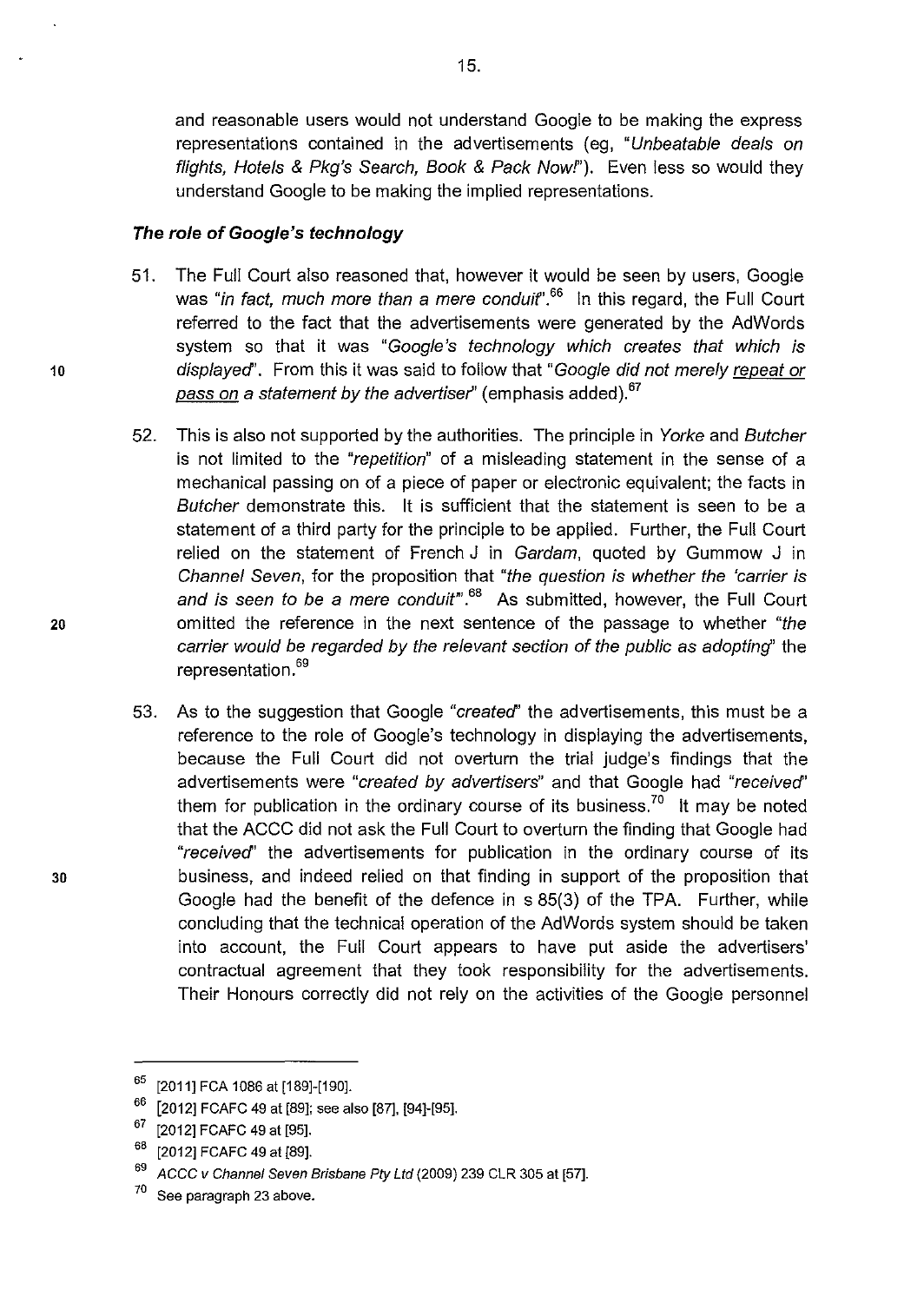and reasonable users would not understand Google to be making the express representations contained in the advertisements (eg, "*Unbeatable deals on flights, Hotels & Pkg's Search, Book & Pack Now!*"). Even less so would they understand Google to be making the implied representations.

### *The role of Google's technology*

51. The Full Court also reasoned that, however it would be seen by users, Google was "*in fact, much more than a mere conduit*".[66] In this regard, the Full Court referred to the fact that the advertisements were generated by the AdWords system so that it was "*Google's technology which creates that which is displayed*". From this it was said to follow that "*Google did not merely repeat or pass on a statement by the advertiser*" (emphasis added).[67]

52. This is also not supported by the authorities. The principle in *Yorke* and *Butcher* is not limited to the "*repetition*" of a misleading statement in the sense of a mechanical passing on of a piece of paper or electronic equivalent; the facts in *Butcher* demonstrate this. It is sufficient that the statement is seen to be a statement of a third party for the principle to be applied. Further, the Full Court relied on the statement of French J in *Gardam*, quoted by Gummow J in *Channel Seven*, for the proposition that "*the question is whether the 'carrier is and is seen to be a mere conduit*'".[68] As submitted, however, the Full Court omitted the reference in the next sentence of the passage to whether "*the carrier would be regarded by the relevant section of the public as adopting*" the representation.[69]

53. As to the suggestion that Google "*created*" the advertisements, this must be a reference to the role of Google's technology in displaying the advertisements, because the Full Court did not overturn the trial judge's findings that the advertisements were "*created by advertisers*" and that Google had "*received*" them for publication in the ordinary course of its business.[70] It may be noted that the ACCC did not ask the Full Court to overturn the finding that Google had "*received*" the advertisements for publication in the ordinary course of its business, and indeed relied on that finding in support of the proposition that Google had the benefit of the defence in s 85(3) of the TPA. Further, while concluding that the technical operation of the AdWords system should be taken into account, the Full Court appears to have put aside the advertisers' contractual agreement that they took responsibility for the advertisements. Their Honours correctly did not rely on the activities of the Google personnel

---

[65] [2011] FCA 1086 at [189]-[190].

[66] [2012] FCAFC 49 at [89]; see also [87], [94]-[95].

[67] [2012] FCAFC 49 at [95].

[68] [2012] FCAFC 49 at [89].

[69] *ACCC v Channel Seven Brisbane Pty Ltd* (2009) 239 CLR 305 at [57].

[70] See paragraph 23 above.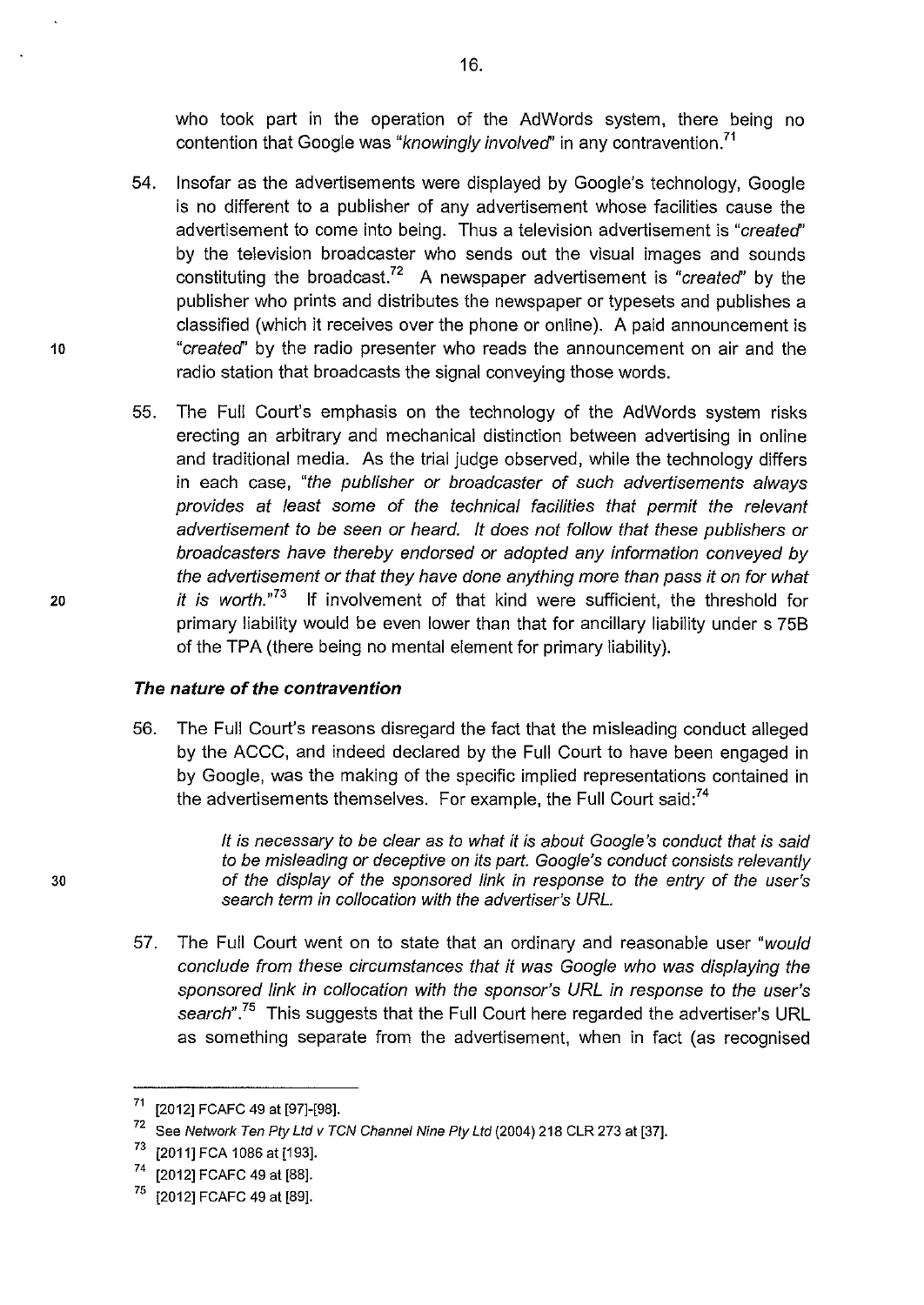who took part in the operation of the AdWords system, there being no contention that Google was "*knowingly involved*" in any contravention.[71]

54. Insofar as the advertisements were displayed by Google's technology, Google is no different to a publisher of any advertisement whose facilities cause the advertisement to come into being. Thus a television advertisement is "*created*" by the television broadcaster who sends out the visual images and sounds constituting the broadcast.[72] A newspaper advertisement is "*created*" by the publisher who prints and distributes the newspaper or typesets and publishes a classified (which it receives over the phone or online). A paid announcement is "*created*" by the radio presenter who reads the announcement on air and the radio station that broadcasts the signal conveying those words.

55. The Full Court's emphasis on the technology of the AdWords system risks erecting an arbitrary and mechanical distinction between advertising in online and traditional media. As the trial judge observed, while the technology differs in each case, "*the publisher or broadcaster of such advertisements always provides at least some of the technical facilities that permit the relevant advertisement to be seen or heard. It does not follow that these publishers or broadcasters have thereby endorsed or adopted any information conveyed by the advertisement or that they have done anything more than pass it on for what it is worth.*"[73] If involvement of that kind were sufficient, the threshold for primary liability would be even lower than that for ancillary liability under s 75B of the TPA (there being no mental element for primary liability).

### *The nature of the contravention*

56. The Full Court's reasons disregard the fact that the misleading conduct alleged by the ACCC, and indeed declared by the Full Court to have been engaged in by Google, was the making of the specific implied representations contained in the advertisements themselves. For example, the Full Court said:[74]

> *It is necessary to be clear as to what it is about Google's conduct that is said to be misleading or deceptive on its part. Google's conduct consists relevantly of the display of the sponsored link in response to the entry of the user's search term in collocation with the advertiser's URL.*

57. The Full Court went on to state that an ordinary and reasonable user "*would conclude from these circumstances that it was Google who was displaying the sponsored link in collocation with the sponsor's URL in response to the user's search*".[75] This suggests that the Full Court here regarded the advertiser's URL as something separate from the advertisement, when in fact (as recognised

---

[71] [2012] FCAFC 49 at [97]-[98].

[72] See *Network Ten Pty Ltd v TCN Channel Nine Pty Ltd* (2004) 218 CLR 273 at [37].

[73] [2011] FCA 1086 at [193].

[74] [2012] FCAFC 49 at [88].

[75] [2012] FCAFC 49 at [89].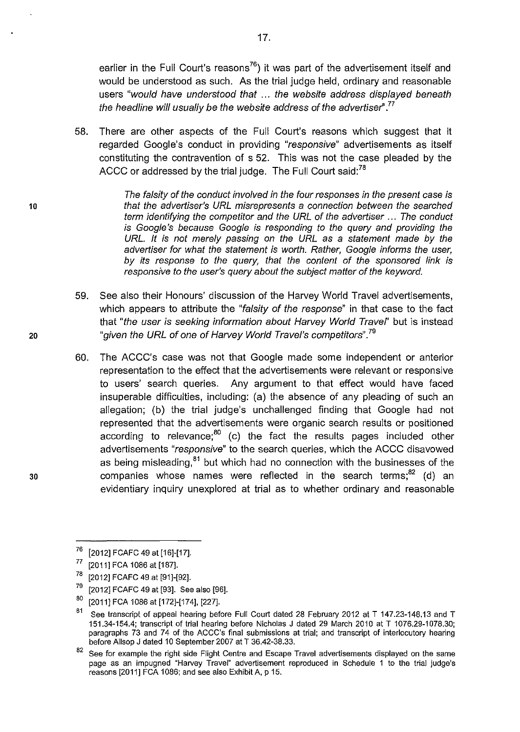earlier in the Full Court's reasons[76]) it was part of the advertisement itself and would be understood as such. As the trial judge held, ordinary and reasonable users *"would have understood that ... the website address displayed beneath the headline will usually be the website address of the advertiser"*.[77]

58. There are other aspects of the Full Court's reasons which suggest that it regarded Google's conduct in providing *"responsive"* advertisements as itself constituting the contravention of s 52. This was not the case pleaded by the ACCC or addressed by the trial judge. The Full Court said:[78]

> *The falsity of the conduct involved in the four responses in the present case is that the advertiser's URL misrepresents a connection between the searched term identifying the competitor and the URL of the advertiser ... The conduct is Google's because Google is responding to the query and providing the URL. It is not merely passing on the URL as a statement made by the advertiser for what the statement is worth. Rather, Google informs the user, by its response to the query, that the content of the sponsored link is responsive to the user's query about the subject matter of the keyword.*

59. See also their Honours' discussion of the Harvey World Travel advertisements, which appears to attribute the *"falsity of the response"* in that case to the fact that *"the user is seeking information about Harvey World Travel"* but is instead *"given the URL of one of Harvey World Travel's competitors"*.[79]

60. The ACCC's case was not that Google made some independent or anterior representation to the effect that the advertisements were relevant or responsive to users' search queries. Any argument to that effect would have faced insuperable difficulties, including: (a) the absence of any pleading of such an allegation; (b) the trial judge's unchallenged finding that Google had not represented that the advertisements were organic search results or positioned according to relevance;[80] (c) the fact the results pages included other advertisements *"responsive"* to the search queries, which the ACCC disavowed as being misleading,[81] but which had no connection with the businesses of the companies whose names were reflected in the search terms;[82] (d) an evidentiary inquiry unexplored at trial as to whether ordinary and reasonable

---

[76] [2012] FCAFC 49 at [16]-[17].

[77] [2011] FCA 1086 at [187].

[78] [2012] FCAFC 49 at [91]-[92].

[79] [2012] FCAFC 49 at [93]. See also [96].

[80] [2011] FCA 1086 at [172]-[174], [227].

[81] See transcript of appeal hearing before Full Court dated 28 February 2012 at T 147.23-148.13 and T 151.34-154.4; transcript of trial hearing before Nicholas J dated 29 March 2010 at T 1076.29-1078.30; paragraphs 73 and 74 of the ACCC's final submissions at trial; and transcript of interlocutory hearing before Allsop J dated 10 September 2007 at T 36.42-38.33.

[82] See for example the right side Flight Centre and Escape Travel advertisements displayed on the same page as an impugned "Harvey Travel" advertisement reproduced in Schedule 1 to the trial judge's reasons [2011] FCA 1086; and see also Exhibit A, p 15.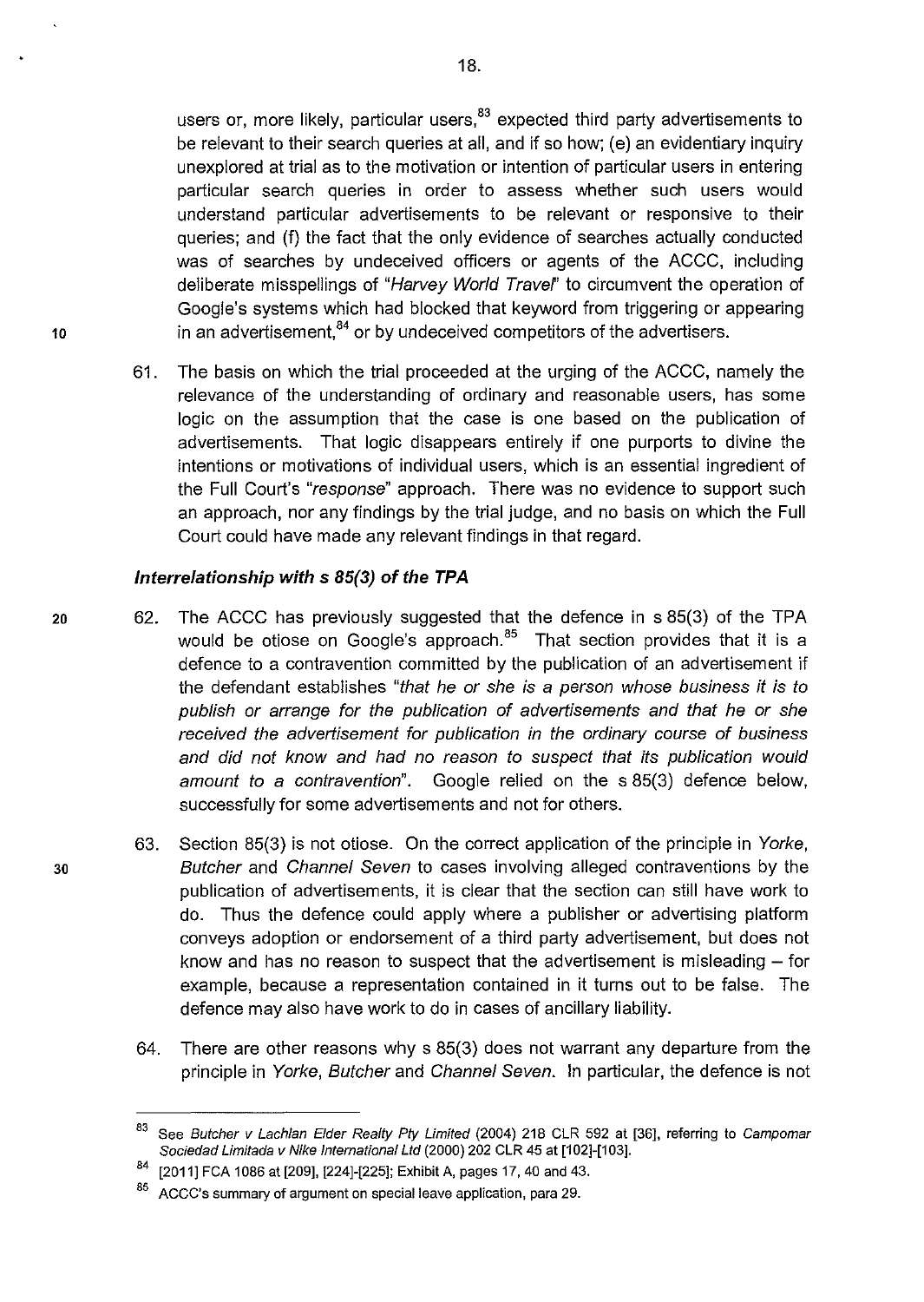users or, more likely, particular users,[83] expected third party advertisements to be relevant to their search queries at all, and if so how; (e) an evidentiary inquiry unexplored at trial as to the motivation or intention of particular users in entering particular search queries in order to assess whether such users would understand particular advertisements to be relevant or responsive to their queries; and (f) the fact that the only evidence of searches actually conducted was of searches by undeceived officers or agents of the ACCC, including deliberate misspellings of "*Harvey World Travel*" to circumvent the operation of Google's systems which had blocked that keyword from triggering or appearing in an advertisement,[84] or by undeceived competitors of the advertisers.

61. The basis on which the trial proceeded at the urging of the ACCC, namely the relevance of the understanding of ordinary and reasonable users, has some logic on the assumption that the case is one based on the publication of advertisements. That logic disappears entirely if one purports to divine the intentions or motivations of individual users, which is an essential ingredient of the Full Court's "*response*" approach. There was no evidence to support such an approach, nor any findings by the trial judge, and no basis on which the Full Court could have made any relevant findings in that regard.

### *Interrelationship with s 85(3) of the TPA*

62. The ACCC has previously suggested that the defence in s 85(3) of the TPA would be otiose on Google's approach.[85] That section provides that it is a defence to a contravention committed by the publication of an advertisement if the defendant establishes "*that he or she is a person whose business it is to publish or arrange for the publication of advertisements and that he or she received the advertisement for publication in the ordinary course of business and did not know and had no reason to suspect that its publication would amount to a contravention*". Google relied on the s 85(3) defence below, successfully for some advertisements and not for others.

63. Section 85(3) is not otiose. On the correct application of the principle in *Yorke, Butcher* and *Channel Seven* to cases involving alleged contraventions by the publication of advertisements, it is clear that the section can still have work to do. Thus the defence could apply where a publisher or advertising platform conveys adoption or endorsement of a third party advertisement, but does not know and has no reason to suspect that the advertisement is misleading – for example, because a representation contained in it turns out to be false. The defence may also have work to do in cases of ancillary liability.

64. There are other reasons why s 85(3) does not warrant any departure from the principle in *Yorke, Butcher* and *Channel Seven*. In particular, the defence is not

---

[83] See *Butcher v Lachlan Elder Realty Pty Limited* (2004) 218 CLR 592 at [36], referring to *Campomar Sociedad Limitada v Nike International Ltd* (2000) 202 CLR 45 at [102]-[103].

[84] [2011] FCA 1086 at [209], [224]-[225]; Exhibit A, pages 17, 40 and 43.

[85] ACCC's summary of argument on special leave application, para 29.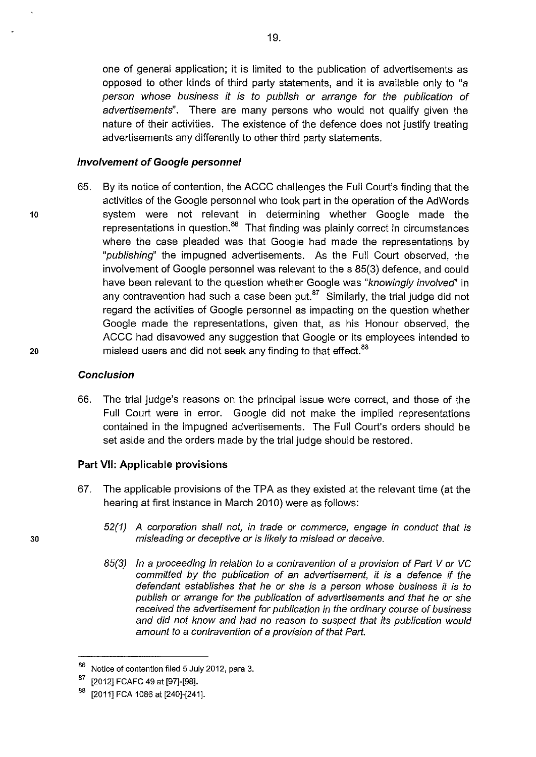one of general application; it is limited to the publication of advertisements as opposed to other kinds of third party statements, and it is available only to "*a person whose business it is to publish or arrange for the publication of advertisements*". There are many persons who would not qualify given the nature of their activities. The existence of the defence does not justify treating advertisements any differently to other third party statements.

### *Involvement of Google personnel*

65. By its notice of contention, the ACCC challenges the Full Court's finding that the activities of the Google personnel who took part in the operation of the AdWords system were not relevant in determining whether Google made the representations in question.[86] That finding was plainly correct in circumstances where the case pleaded was that Google had made the representations by "*publishing*" the impugned advertisements. As the Full Court observed, the involvement of Google personnel was relevant to the s 85(3) defence, and could have been relevant to the question whether Google was "*knowingly involved*" in any contravention had such a case been put.[87] Similarly, the trial judge did not regard the activities of Google personnel as impacting on the question whether Google made the representations, given that, as his Honour observed, the ACCC had disavowed any suggestion that Google or its employees intended to mislead users and did not seek any finding to that effect.[88]

### *Conclusion*

66. The trial judge's reasons on the principal issue were correct, and those of the Full Court were in error. Google did not make the implied representations contained in the impugned advertisements. The Full Court's orders should be set aside and the orders made by the trial judge should be restored.

## Part VII: Applicable provisions

67. The applicable provisions of the TPA as they existed at the relevant time (at the hearing at first instance in March 2010) were as follows:

> *52(1) A corporation shall not, in trade or commerce, engage in conduct that is misleading or deceptive or is likely to mislead or deceive.*
>
> *85(3) In a proceeding in relation to a contravention of a provision of Part V or VC committed by the publication of an advertisement, it is a defence if the defendant establishes that he or she is a person whose business it is to publish or arrange for the publication of advertisements and that he or she received the advertisement for publication in the ordinary course of business and did not know and had no reason to suspect that its publication would amount to a contravention of a provision of that Part.*

---

[86] Notice of contention filed 5 July 2012, para 3.

[87] [2012] FCAFC 49 at [97]-[98].

[88] [2011] FCA 1086 at [240]-[241].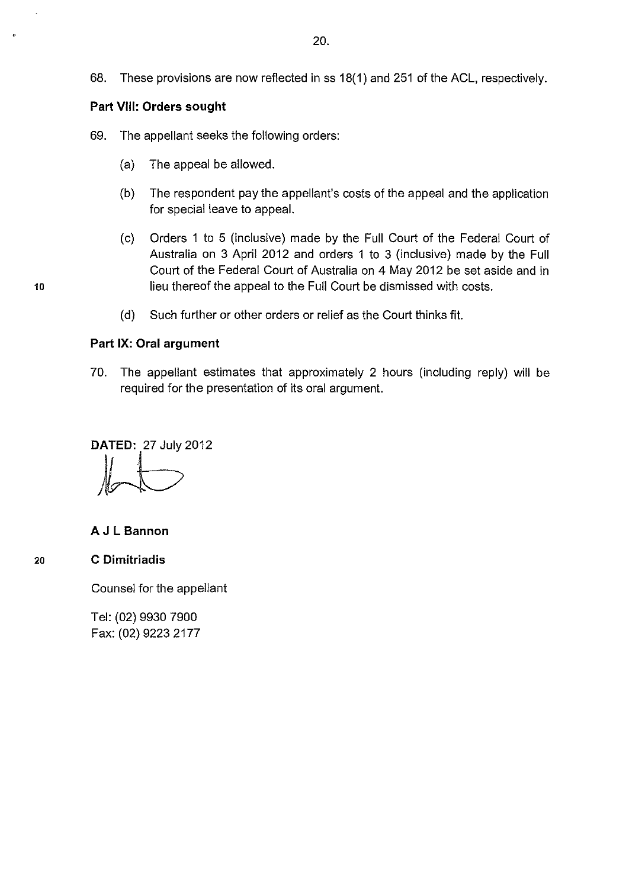68. These provisions are now reflected in ss 18(1) and 251 of the ACL, respectively.

**Part VIII: Orders sought**

69. The appellant seeks the following orders:

    (a) The appeal be allowed.

    (b) The respondent pay the appellant's costs of the appeal and the application for special leave to appeal.

    (c) Orders 1 to 5 (inclusive) made by the Full Court of the Federal Court of Australia on 3 April 2012 and orders 1 to 3 (inclusive) made by the Full Court of the Federal Court of Australia on 4 May 2012 be set aside and in lieu thereof the appeal to the Full Court be dismissed with costs.

    (d) Such further or other orders or relief as the Court thinks fit.

**Part IX: Oral argument**

70. The appellant estimates that approximately 2 hours (including reply) will be required for the presentation of its oral argument.

**DATED:** 27 July 2012

**A J L Bannon**

**C Dimitriadis**

Counsel for the appellant

Tel: (02) 9930 7900
Fax: (02) 9223 2177